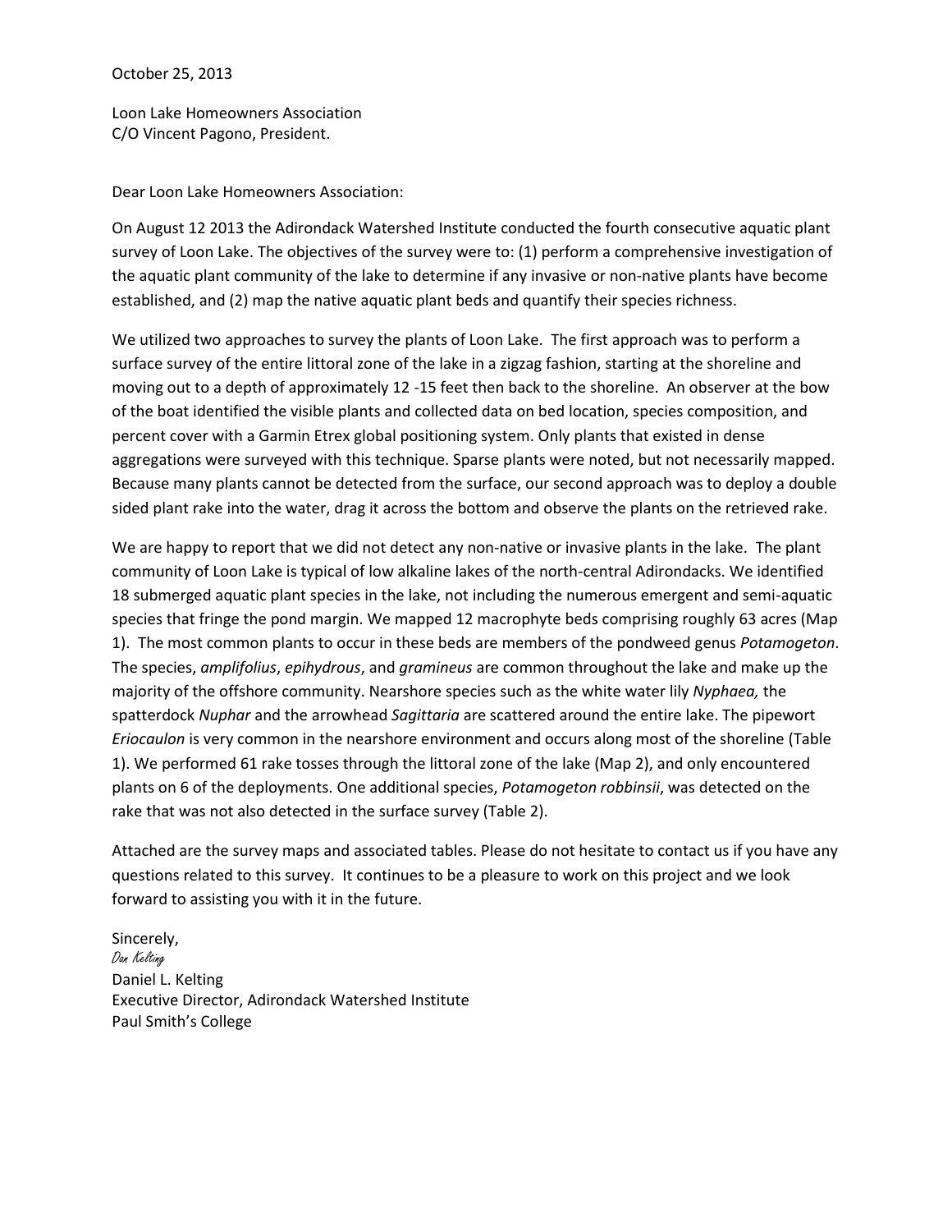October 25, 2013

Loon Lake Homeowners Association
C/O Vincent Pagono, President.

Dear Loon Lake Homeowners Association:

On August 12 2013 the Adirondack Watershed Institute conducted the fourth consecutive aquatic plant survey of Loon Lake. The objectives of the survey were to: (1) perform a comprehensive investigation of the aquatic plant community of the lake to determine if any invasive or non-native plants have become established, and (2) map the native aquatic plant beds and quantify their species richness.

We utilized two approaches to survey the plants of Loon Lake. The first approach was to perform a surface survey of the entire littoral zone of the lake in a zigzag fashion, starting at the shoreline and moving out to a depth of approximately 12 -15 feet then back to the shoreline. An observer at the bow of the boat identified the visible plants and collected data on bed location, species composition, and percent cover with a Garmin Etrex global positioning system. Only plants that existed in dense aggregations were surveyed with this technique. Sparse plants were noted, but not necessarily mapped. Because many plants cannot be detected from the surface, our second approach was to deploy a double sided plant rake into the water, drag it across the bottom and observe the plants on the retrieved rake.

We are happy to report that we did not detect any non-native or invasive plants in the lake. The plant community of Loon Lake is typical of low alkaline lakes of the north-central Adirondacks. We identified 18 submerged aquatic plant species in the lake, not including the numerous emergent and semi-aquatic species that fringe the pond margin. We mapped 12 macrophyte beds comprising roughly 63 acres (Map 1). The most common plants to occur in these beds are members of the pondweed genus *Potamogeton*. The species, *amplifolius*, *epihydrous*, and *gramineus* are common throughout the lake and make up the majority of the offshore community. Nearshore species such as the white water lily *Nyphaea,* the spatterdock *Nuphar* and the arrowhead *Sagittaria* are scattered around the entire lake. The pipewort *Eriocaulon* is very common in the nearshore environment and occurs along most of the shoreline (Table 1). We performed 61 rake tosses through the littoral zone of the lake (Map 2), and only encountered plants on 6 of the deployments. One additional species, *Potamogeton robbinsii*, was detected on the rake that was not also detected in the surface survey (Table 2).

Attached are the survey maps and associated tables. Please do not hesitate to contact us if you have any questions related to this survey. It continues to be a pleasure to work on this project and we look forward to assisting you with it in the future.

Sincerely,
*Dan Kelting*
Daniel L. Kelting
Executive Director, Adirondack Watershed Institute
Paul Smith's College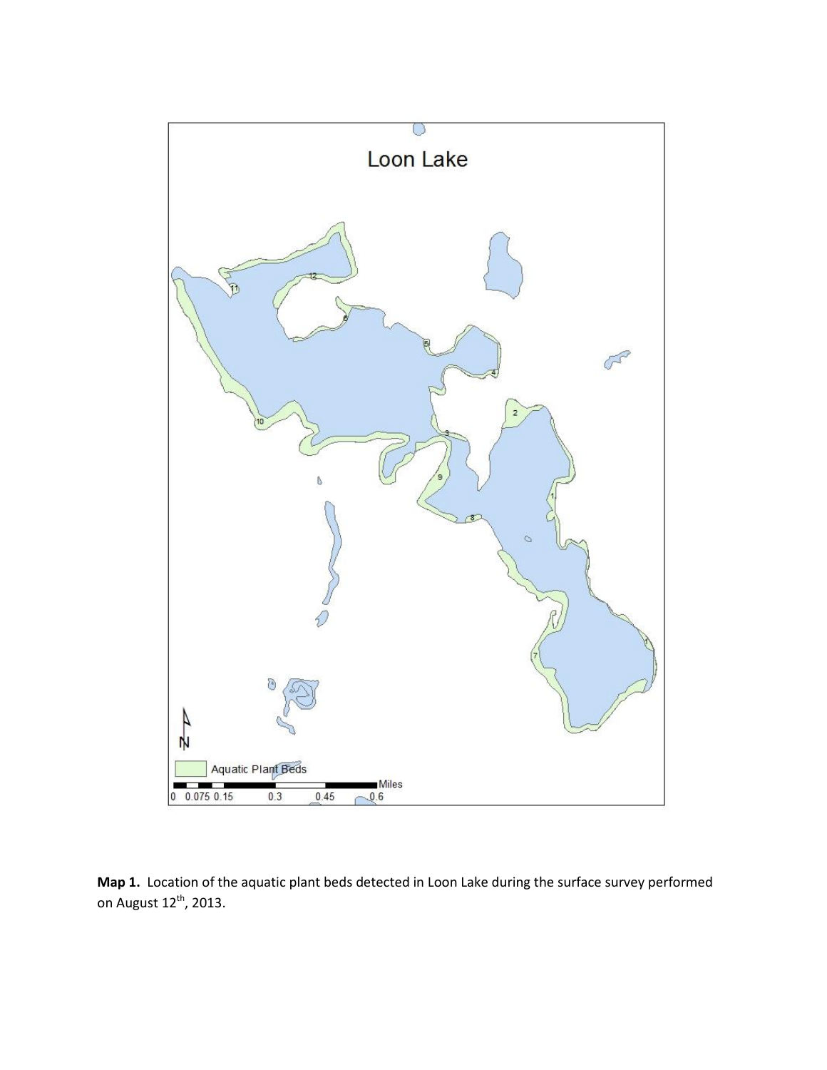**Map 1.** Location of the aquatic plant beds detected in Loon Lake during the surface survey performed on August 12th, 2013.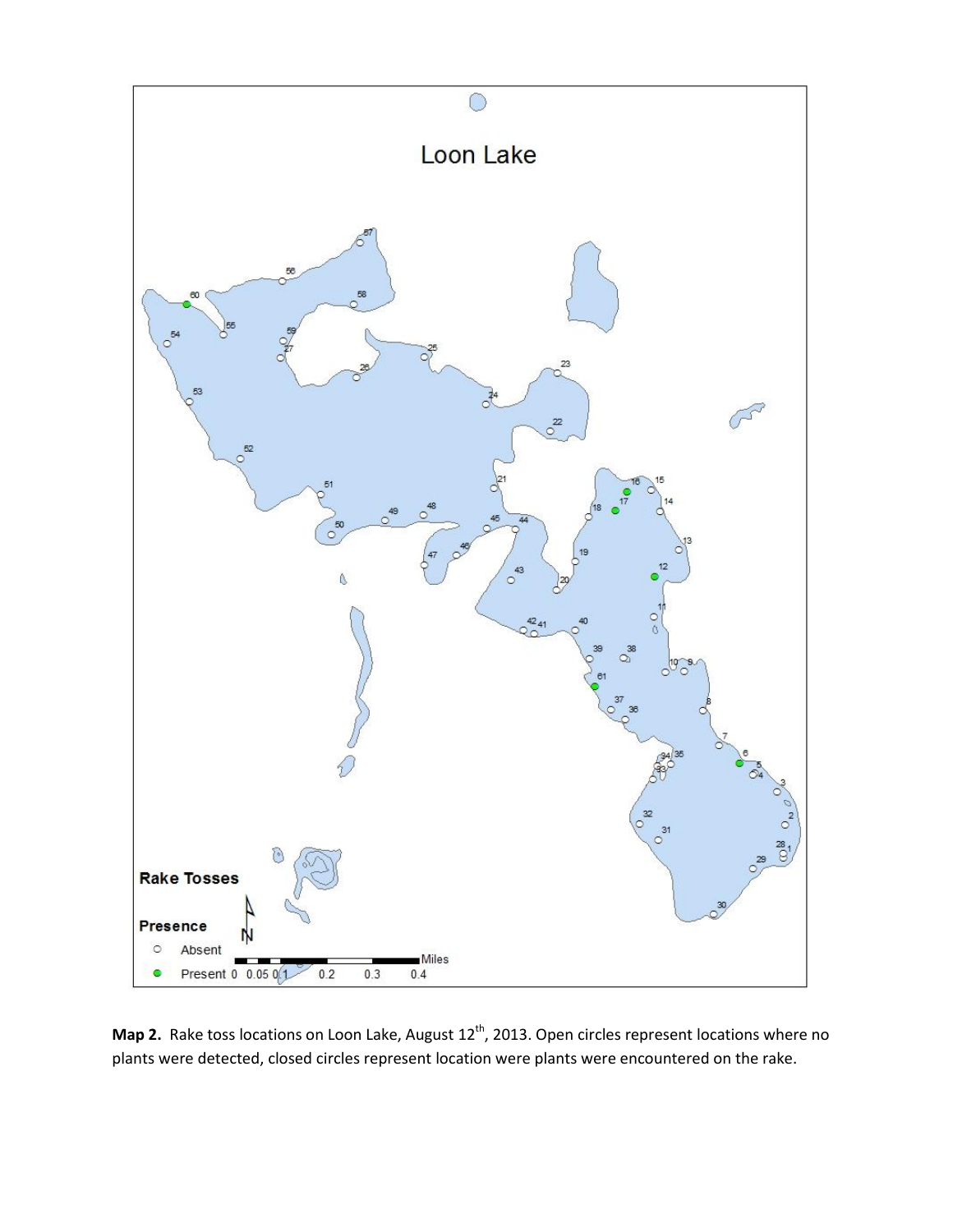**Map 2.** Rake toss locations on Loon Lake, August 12th, 2013. Open circles represent locations where no plants were detected, closed circles represent location were plants were encountered on the rake.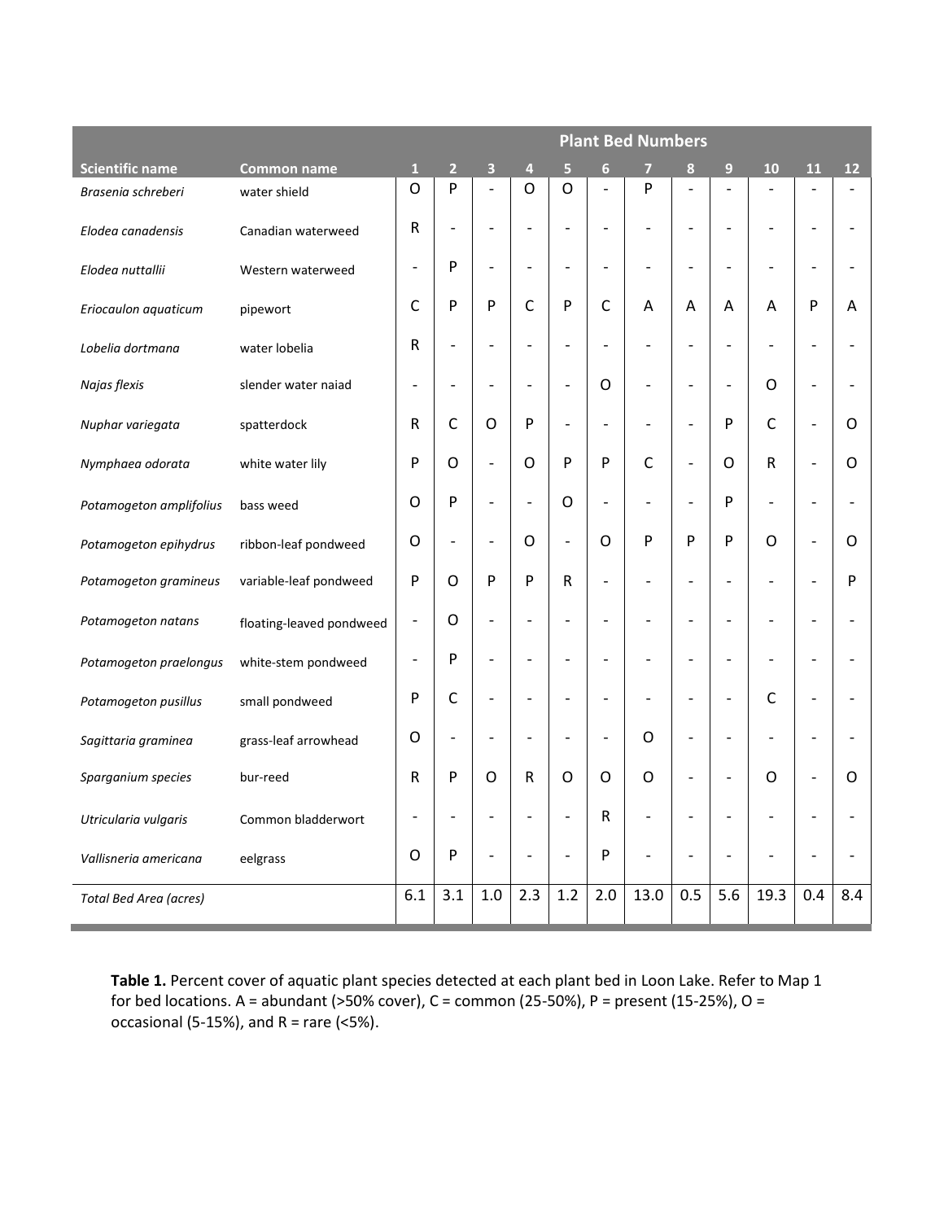| Scientific name | Common name | Plant Bed Numbers | | | | | | | | | | | |
|---|---|---|---|---|---|---|---|---|---|---|---|---|---|
| | | 1 | 2 | 3 | 4 | 5 | 6 | 7 | 8 | 9 | 10 | 11 | 12 |
| *Brasenia schreberi* | water shield | O | P | - | O | O | - | P | - | - | - | - | - |
| *Elodea canadensis* | Canadian waterweed | R | - | - | - | - | - | - | - | - | - | - | - |
| *Elodea nuttallii* | Western waterweed | - | P | - | - | - | - | - | - | - | - | - | - |
| *Eriocaulon aquaticum* | pipewort | C | P | P | C | P | C | A | A | A | A | P | A |
| *Lobelia dortmana* | water lobelia | R | - | - | - | - | - | - | - | - | - | - | - |
| *Najas flexis* | slender water naiad | - | - | - | - | - | O | - | - | - | O | - | - |
| *Nuphar variegata* | spatterdock | R | C | O | P | - | - | - | - | P | C | - | O |
| *Nymphaea odorata* | white water lily | P | O | - | O | P | P | C | - | O | R | - | O |
| *Potamogeton amplifolius* | bass weed | O | P | - | - | O | - | - | - | P | - | - | - |
| *Potamogeton epihydrus* | ribbon-leaf pondweed | O | - | - | O | - | O | P | P | P | O | - | O |
| *Potamogeton gramineus* | variable-leaf pondweed | P | O | P | P | R | - | - | - | - | - | - | P |
| *Potamogeton natans* | floating-leaved pondweed | - | O | - | - | - | - | - | - | - | - | - | - |
| *Potamogeton praelongus* | white-stem pondweed | - | P | - | - | - | - | - | - | - | - | - | - |
| *Potamogeton pusillus* | small pondweed | P | C | - | - | - | - | - | - | - | C | - | - |
| *Sagittaria graminea* | grass-leaf arrowhead | O | - | - | - | - | - | O | - | - | - | - | - |
| *Sparganium species* | bur-reed | R | P | O | R | O | O | O | - | - | O | - | O |
| *Utricularia vulgaris* | Common bladderwort | - | - | - | - | - | R | - | - | - | - | - | - |
| *Vallisneria americana* | eelgrass | O | P | - | - | - | P | - | - | - | - | - | - |
| *Total Bed Area (acres)* | | 6.1 | 3.1 | 1.0 | 2.3 | 1.2 | 2.0 | 13.0 | 0.5 | 5.6 | 19.3 | 0.4 | 8.4 |

**Table 1.** Percent cover of aquatic plant species detected at each plant bed in Loon Lake. Refer to Map 1 for bed locations. A = abundant (>50% cover), C = common (25-50%), P = present (15-25%), O = occasional (5-15%), and R = rare (<5%).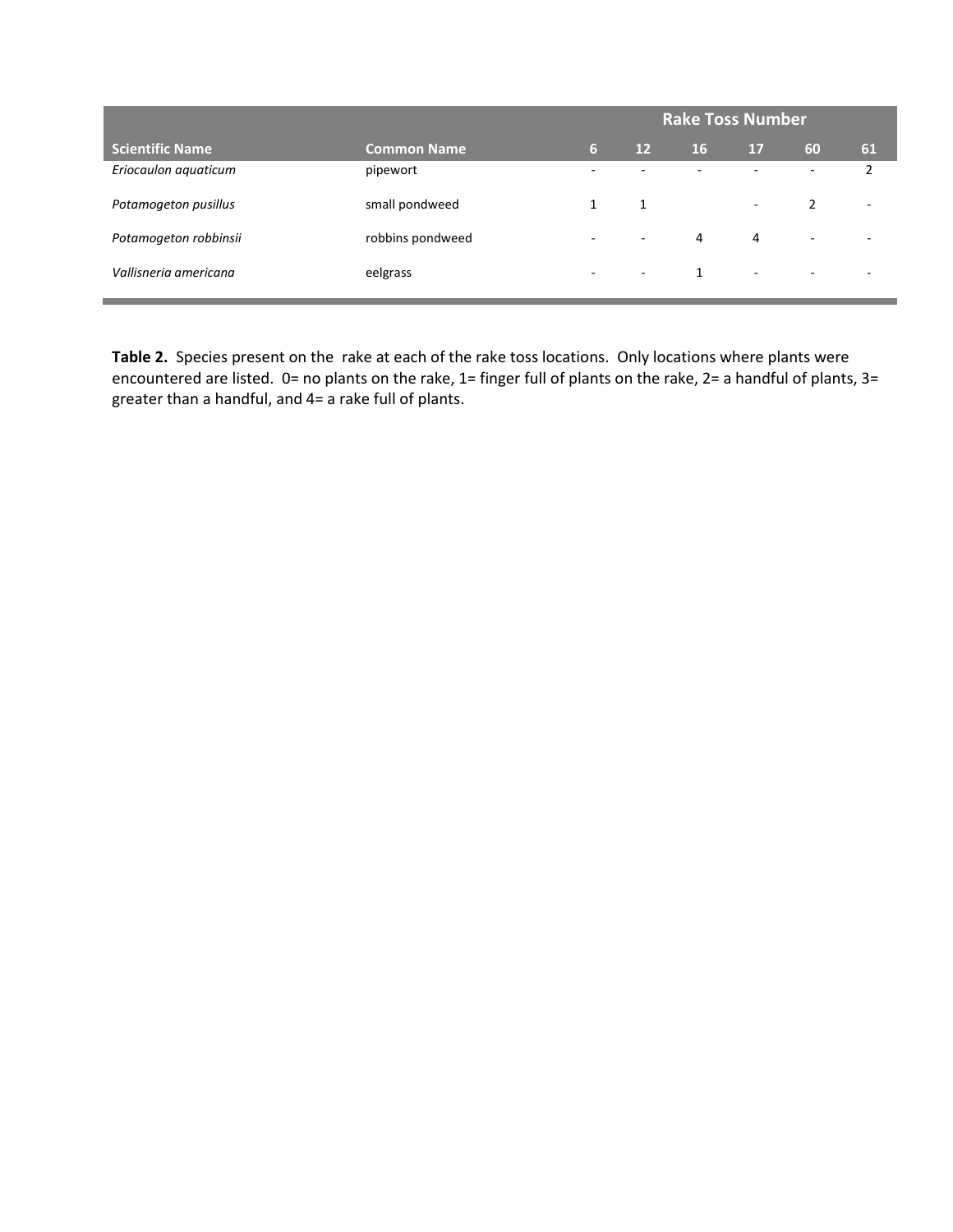| | | Rake Toss Number | | | | | |
|---|---|---|---|---|---|---|---|
| **Scientific Name** | **Common Name** | **6** | **12** | **16** | **17** | **60** | **61** |
| *Eriocaulon aquaticum* | pipewort | - | - | - | - | - | 2 |
| *Potamogeton pusillus* | small pondweed | 1 | 1 | | - | 2 | - |
| *Potamogeton robbinsii* | robbins pondweed | - | - | 4 | 4 | - | - |
| *Vallisneria americana* | eelgrass | - | - | 1 | - | - | - |

**Table 2.** Species present on the rake at each of the rake toss locations. Only locations where plants were encountered are listed. 0= no plants on the rake, 1= finger full of plants on the rake, 2= a handful of plants, 3= greater than a handful, and 4= a rake full of plants.